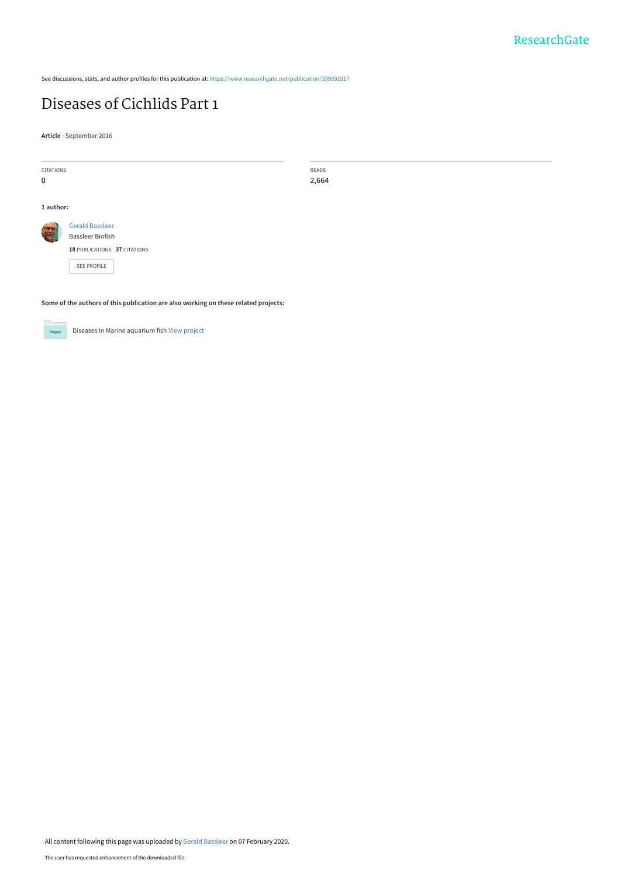ResearchGate

See discussions, stats, and author profiles for this publication at: https://www.researchgate.net/publication/339091017

# Diseases of Cichlids Part 1

**Article** · September 2016

| CITATIONS | READS |
| --- | --- |
| 0 | 2,664 |

**1 author:**

Gerald Bassleer
Bassleer Biofish
**18** PUBLICATIONS **37** CITATIONS

SEE PROFILE

**Some of the authors of this publication are also working on these related projects:**

Project: Diseases in Marine aquarium fish View project

All content following this page was uploaded by Gerald Bassleer on 07 February 2020.

The user has requested enhancement of the downloaded file.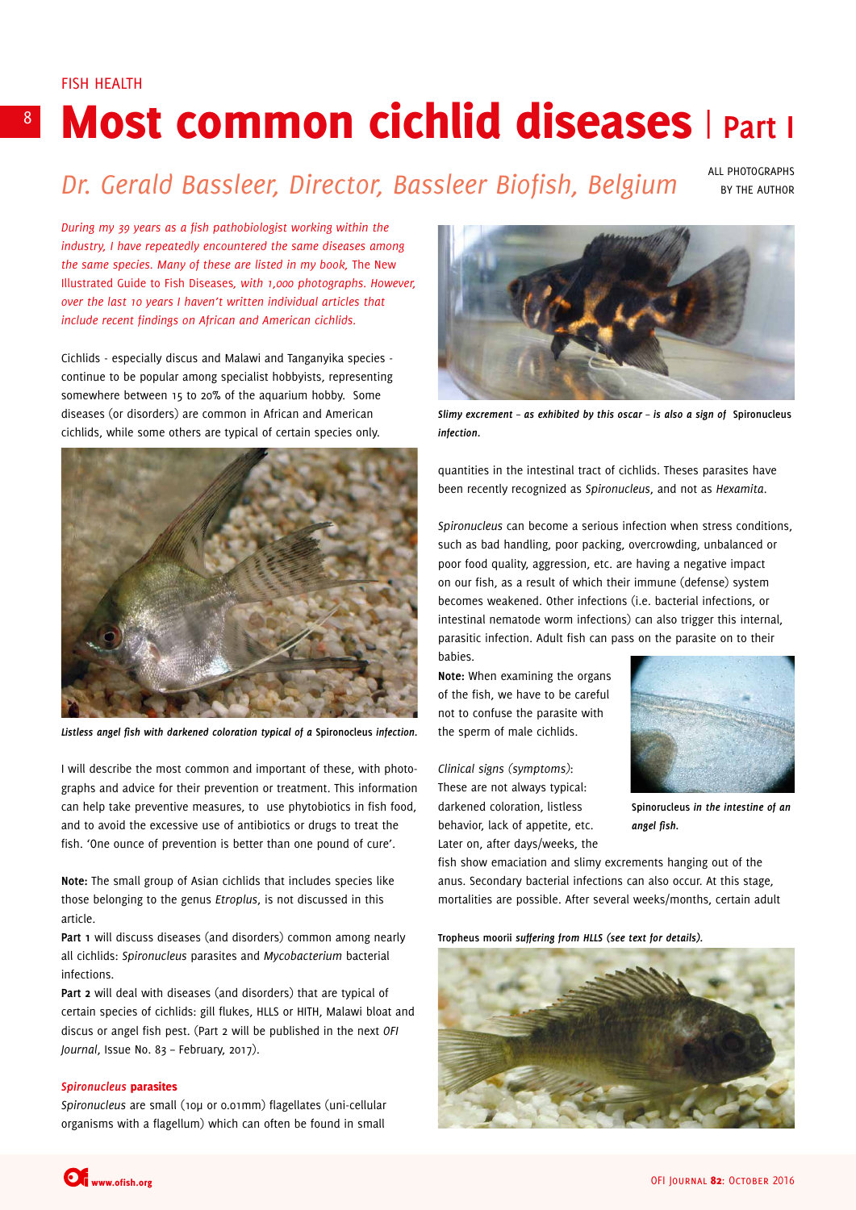FISH HEALTH

# Most common cichlid diseases | Part I

## Dr. Gerald Bassleer, Director, Bassleer Biofish, Belgium

ALL PHOTOGRAPHS BY THE AUTHOR

*During my 39 years as a fish pathobiologist working within the industry, I have repeatedly encountered the same diseases among the same species. Many of these are listed in my book,* The New Illustrated Guide to Fish Diseases*, with 1,000 photographs. However, over the last 10 years I haven't written individual articles that include recent findings on African and American cichlids.*

Cichlids - especially discus and Malawi and Tanganyika species - continue to be popular among specialist hobbyists, representing somewhere between 15 to 20% of the aquarium hobby. Some diseases (or disorders) are common in African and American cichlids, while some others are typical of certain species only.

*Listless angel fish with darkened coloration typical of a* Spironocleus *infection.*

I will describe the most common and important of these, with photographs and advice for their prevention or treatment. This information can help take preventive measures, to use phytobiotics in fish food, and to avoid the excessive use of antibiotics or drugs to treat the fish. 'One ounce of prevention is better than one pound of cure'.

**Note:** The small group of Asian cichlids that includes species like those belonging to the genus *Etroplus*, is not discussed in this article.

**Part 1** will discuss diseases (and disorders) common among nearly all cichlids: *Spironucleus* parasites and *Mycobacterium* bacterial infections.

**Part 2** will deal with diseases (and disorders) that are typical of certain species of cichlids: gill flukes, HLLS or HITH, Malawi bloat and discus or angel fish pest. (Part 2 will be published in the next *OFI Journal*, Issue No. 83 – February, 2017).

### *Spironucleus* parasites

*Spironucleus* are small (10µ or 0.01mm) flagellates (uni-cellular organisms with a flagellum) which can often be found in small quantities in the intestinal tract of cichlids. Theses parasites have been recently recognized as *Spironucleus*, and not as *Hexamita*.

*Slimy excrement – as exhibited by this oscar – is also a sign of* Spironucleus *infection.*

*Spironucleus* can become a serious infection when stress conditions, such as bad handling, poor packing, overcrowding, unbalanced or poor food quality, aggression, etc. are having a negative impact on our fish, as a result of which their immune (defense) system becomes weakened. Other infections (i.e. bacterial infections, or intestinal nematode worm infections) can also trigger this internal, parasitic infection. Adult fish can pass on the parasite on to their babies.

**Note:** When examining the organs of the fish, we have to be careful not to confuse the parasite with the sperm of male cichlids.

Spironucleus *in the intestine of an angel fish.*

*Clinical signs (symptoms)*:
These are not always typical: darkened coloration, listless behavior, lack of appetite, etc. Later on, after days/weeks, the fish show emaciation and slimy excrements hanging out of the anus. Secondary bacterial infections can also occur. At this stage, mortalities are possible. After several weeks/months, certain adult

Tropheus moorii *suffering from HLLS (see text for details).*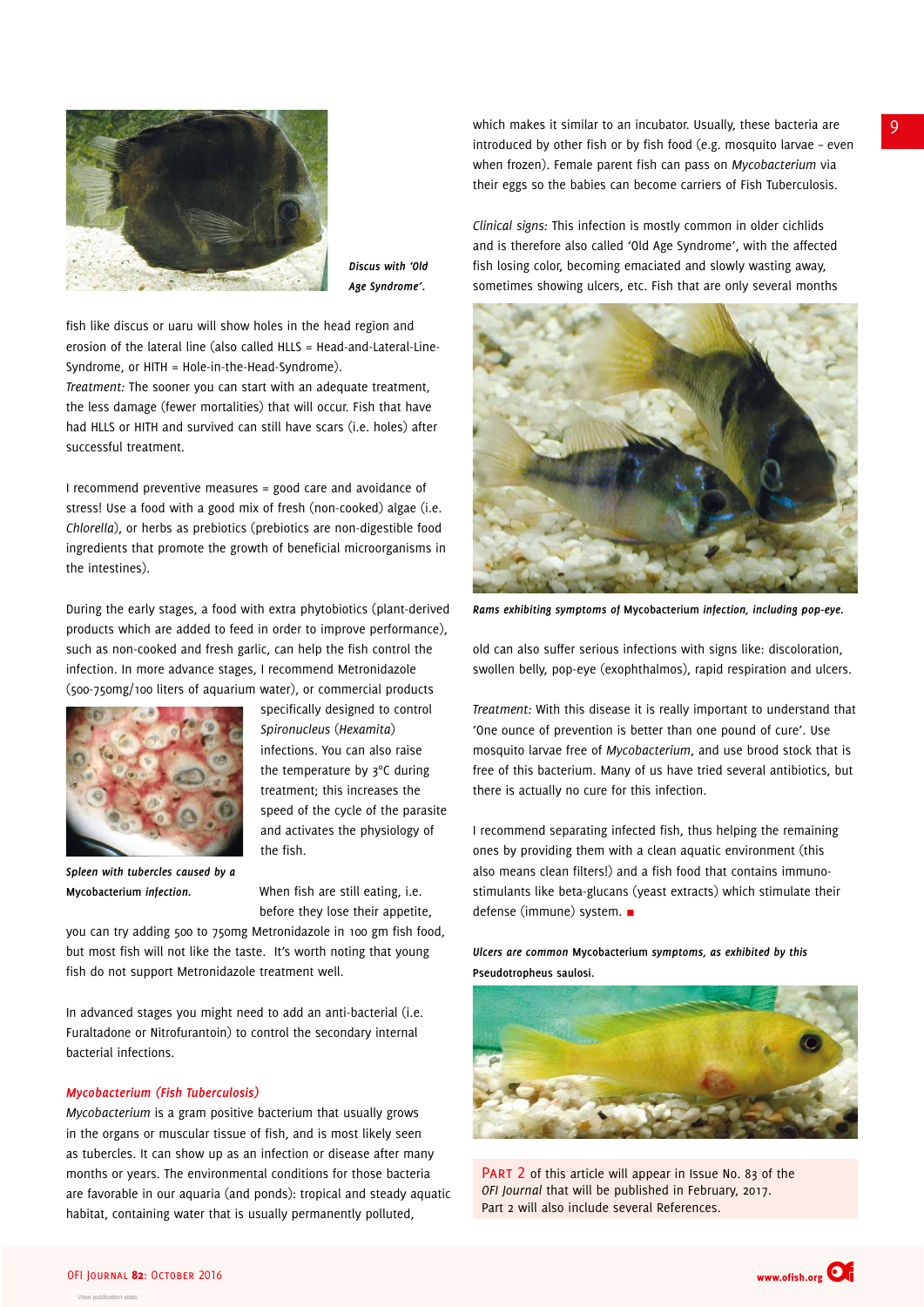*Discus with 'Old Age Syndrome'.*

fish like discus or uaru will show holes in the head region and erosion of the lateral line (also called HLLS = Head-and-Lateral-Line-Syndrome, or HITH = Hole-in-the-Head-Syndrome).

*Treatment:* The sooner you can start with an adequate treatment, the less damage (fewer mortalities) that will occur. Fish that have had HLLS or HITH and survived can still have scars (i.e. holes) after successful treatment.

I recommend preventive measures = good care and avoidance of stress! Use a food with a good mix of fresh (non-cooked) algae (i.e. *Chlorella*), or herbs as prebiotics (prebiotics are non-digestible food ingredients that promote the growth of beneficial microorganisms in the intestines).

During the early stages, a food with extra phytobiotics (plant-derived products which are added to feed in order to improve performance), such as non-cooked and fresh garlic, can help the fish control the infection. In more advance stages, I recommend Metronidazole (500-750mg/100 liters of aquarium water), or commercial products specifically designed to control *Spironucleus* (*Hexamita*) infections. You can also raise the temperature by 3°C during treatment; this increases the speed of the cycle of the parasite and activates the physiology of the fish.

*Spleen with tubercles caused by a* Mycobacterium *infection.*

When fish are still eating, i.e. before they lose their appetite, you can try adding 500 to 750mg Metronidazole in 100 gm fish food, but most fish will not like the taste. It's worth noting that young fish do not support Metronidazole treatment well.

In advanced stages you might need to add an anti-bacterial (i.e. Furaltadone or Nitrofurantoin) to control the secondary internal bacterial infections.

## *Mycobacterium (Fish Tuberculosis)*

*Mycobacterium* is a gram positive bacterium that usually grows in the organs or muscular tissue of fish, and is most likely seen as tubercles. It can show up as an infection or disease after many months or years. The environmental conditions for these bacteria are favorable in our aquaria (and ponds): tropical and steady aquatic habitat, containing water that is usually permanently polluted, which makes it similar to an incubator. Usually, these bacteria are introduced by other fish or by fish food (e.g. mosquito larvae – even when frozen). Female parent fish can pass on *Mycobacterium* via their eggs so the babies can become carriers of Fish Tuberculosis.

*Clinical signs:* This infection is mostly common in older cichlids and is therefore also called 'Old Age Syndrome', with the affected fish losing color, becoming emaciated and slowly wasting away, sometimes showing ulcers, etc. Fish that are only several months old can also suffer serious infections with signs like: discoloration, swollen belly, pop-eye (exophthalmos), rapid respiration and ulcers.

*Rams exhibiting symptoms of* Mycobacterium *infection, including pop-eye.*

*Treatment:* With this disease it is really important to understand that 'One ounce of prevention is better than one pound of cure'. Use mosquito larvae free of *Mycobacterium*, and use brood stock that is free of this bacterium. Many of us have tried several antibiotics, but there is actually no cure for this infection.

I recommend separating infected fish, thus helping the remaining ones by providing them with a clean aquatic environment (this also means clean filters!) and a fish food that contains immuno-stimulants like beta-glucans (yeast extracts) which stimulate their defense (immune) system. ■

*Ulcers are common* Mycobacterium *symptoms, as exhibited by this* Pseudotropheus saulosi.

PART 2 of this article will appear in Issue No. 83 of the *OFI Journal* that will be published in February, 2017. Part 2 will also include several References.